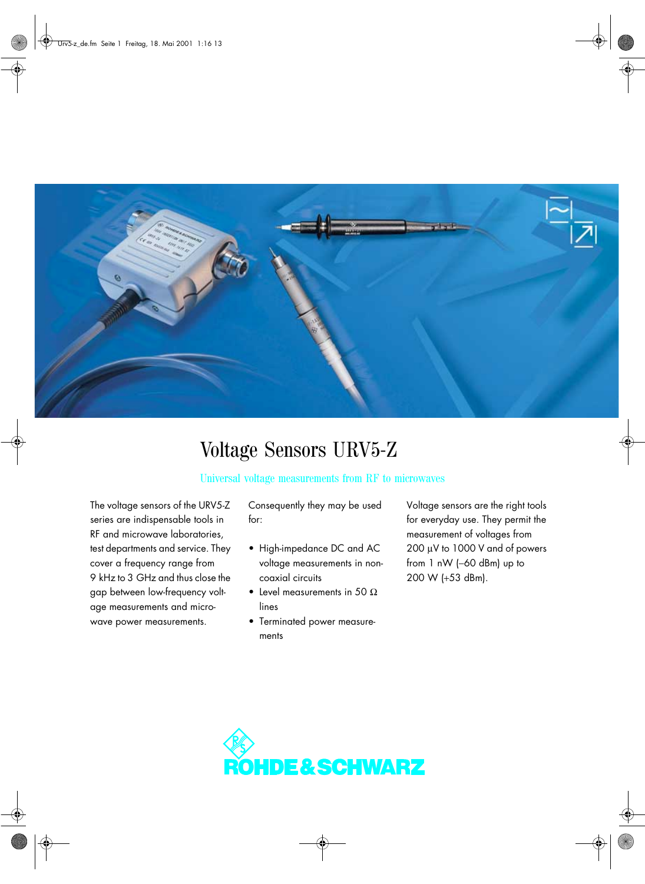# Voltage Sensors URV5-Z

Universal voltage measurements from RF to microwaves

The voltage sensors of the URV5-Z series are indispensable tools in RF and microwave laboratories, test departments and service. They cover a frequency range from 9 kHz to 3 GHz and thus close the gap between low-frequency voltage measurements and microwave power measurements.

Consequently they may be used for:

- High-impedance DC and AC voltage measurements in non-coaxial circuits
- Level measurements in 50 Ω lines
- Terminated power measurements

Voltage sensors are the right tools for everyday use. They permit the measurement of voltages from 200 µV to 1000 V and of powers from 1 nW (–60 dBm) up to 200 W (+53 dBm).

ROHDE & SCHWARZ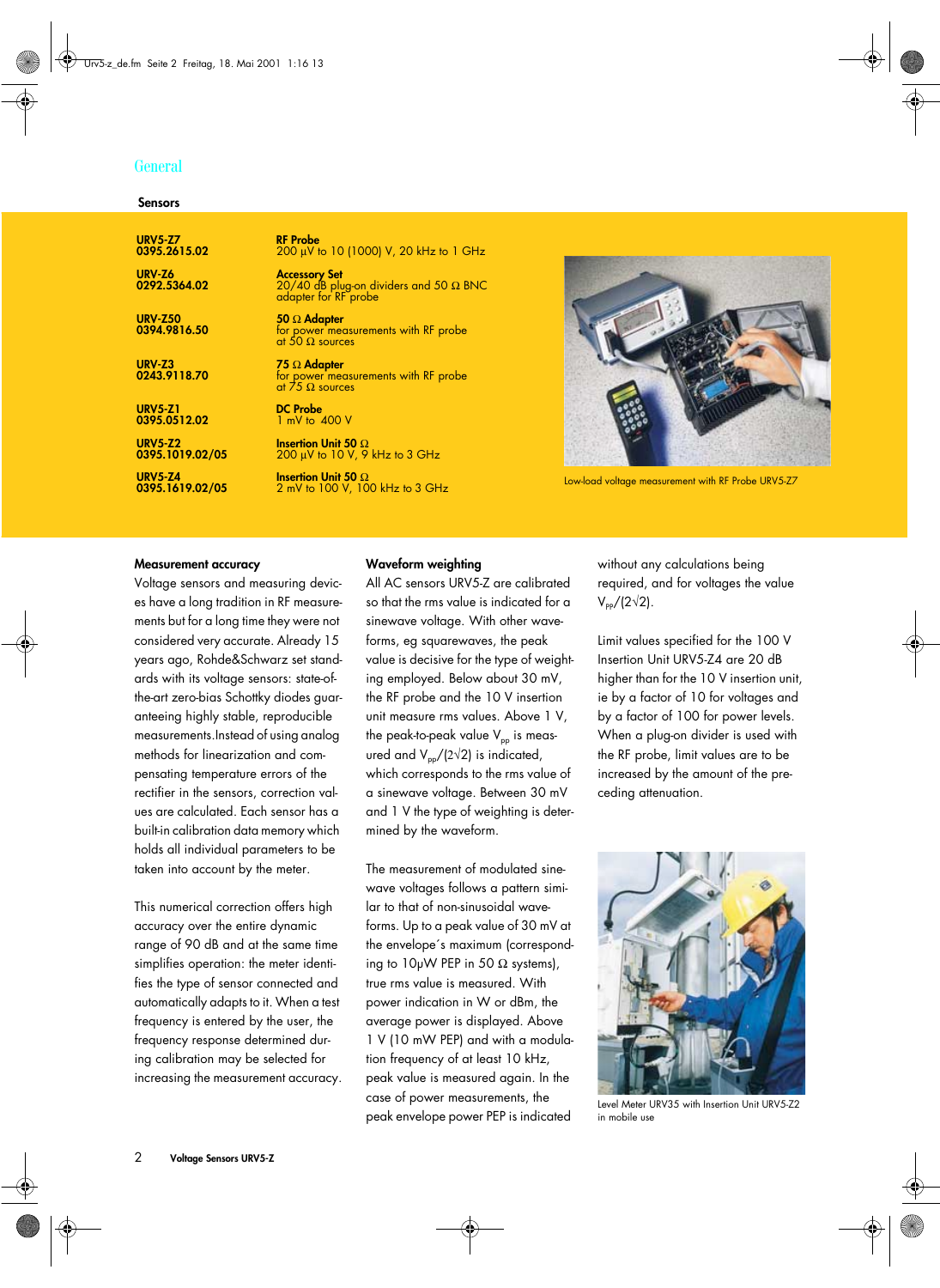## General

### Sensors

| | |
|---|---|
| **URV5-Z7**<br>**0395.2615.02** | **RF Probe**<br>200 µV to 10 (1000) V, 20 kHz to 1 GHz |
| **URV-Z6**<br>**0292.5364.02** | **Accessory Set**<br>20/40 dB plug-on dividers and 50 Ω BNC adapter for RF probe |
| **URV-Z50**<br>**0394.9816.50** | **50 Ω Adapter**<br>for power measurements with RF probe at 50 Ω sources |
| **URV-Z3**<br>**0243.9118.70** | **75 Ω Adapter**<br>for power measurements with RF probe at 75 Ω sources |
| **URV5-Z1**<br>**0395.0512.02** | **DC Probe**<br>1 mV to 400 V |
| **URV5-Z2**<br>**0395.1019.02/05** | **Insertion Unit 50 Ω**<br>200 µV to 10 V, 9 kHz to 3 GHz |
| **URV5-Z4**<br>**0395.1619.02/05** | **Insertion Unit 50 Ω**<br>2 mV to 100 V, 100 kHz to 3 GHz |

Low-load voltage measurement with RF Probe URV5-Z7

#### Measurement accuracy

Voltage sensors and measuring devices have a long tradition in RF measurements but for a long time they were not considered very accurate. Already 15 years ago, Rohde&Schwarz set standards with its voltage sensors: state-of-the-art zero-bias Schottky diodes guaranteeing highly stable, reproducible measurements.Instead of using analog methods for linearization and compensating temperature errors of the rectifier in the sensors, correction values are calculated. Each sensor has a built-in calibration data memory which holds all individual parameters to be taken into account by the meter.

This numerical correction offers high accuracy over the entire dynamic range of 90 dB and at the same time simplifies operation: the meter identifies the type of sensor connected and automatically adapts to it. When a test frequency is entered by the user, the frequency response determined during calibration may be selected for increasing the measurement accuracy.

#### Waveform weighting

All AC sensors URV5-Z are calibrated so that the rms value is indicated for a sinewave voltage. With other waveforms, eg squarewaves, the peak value is decisive for the type of weighting employed. Below about 30 mV, the RF probe and the 10 V insertion unit measure rms values. Above 1 V, the peak-to-peak value $V_{pp}$ is measured and $V_{pp}/(2\sqrt{2})$ is indicated, which corresponds to the rms value of a sinewave voltage. Between 30 mV and 1 V the type of weighting is determined by the waveform.

The measurement of modulated sinewave voltages follows a pattern similar to that of non-sinusoidal waveforms. Up to a peak value of 30 mV at the envelope´s maximum (corresponding to 10µW PEP in 50 Ω systems), true rms value is measured. With power indication in W or dBm, the average power is displayed. Above 1 V (10 mW PEP) and with a modulation frequency of at least 10 kHz, peak value is measured again. In the case of power measurements, the peak envelope power PEP is indicated without any calculations being required, and for voltages the value $V_{pp}/(2\sqrt{2})$.

Limit values specified for the 100 V Insertion Unit URV5-Z4 are 20 dB higher than for the 10 V insertion unit, ie by a factor of 10 for voltages and by a factor of 100 for power levels. When a plug-on divider is used with the RF probe, limit values are to be increased by the amount of the preceding attenuation.

Level Meter URV35 with Insertion Unit URV5-Z2 in mobile use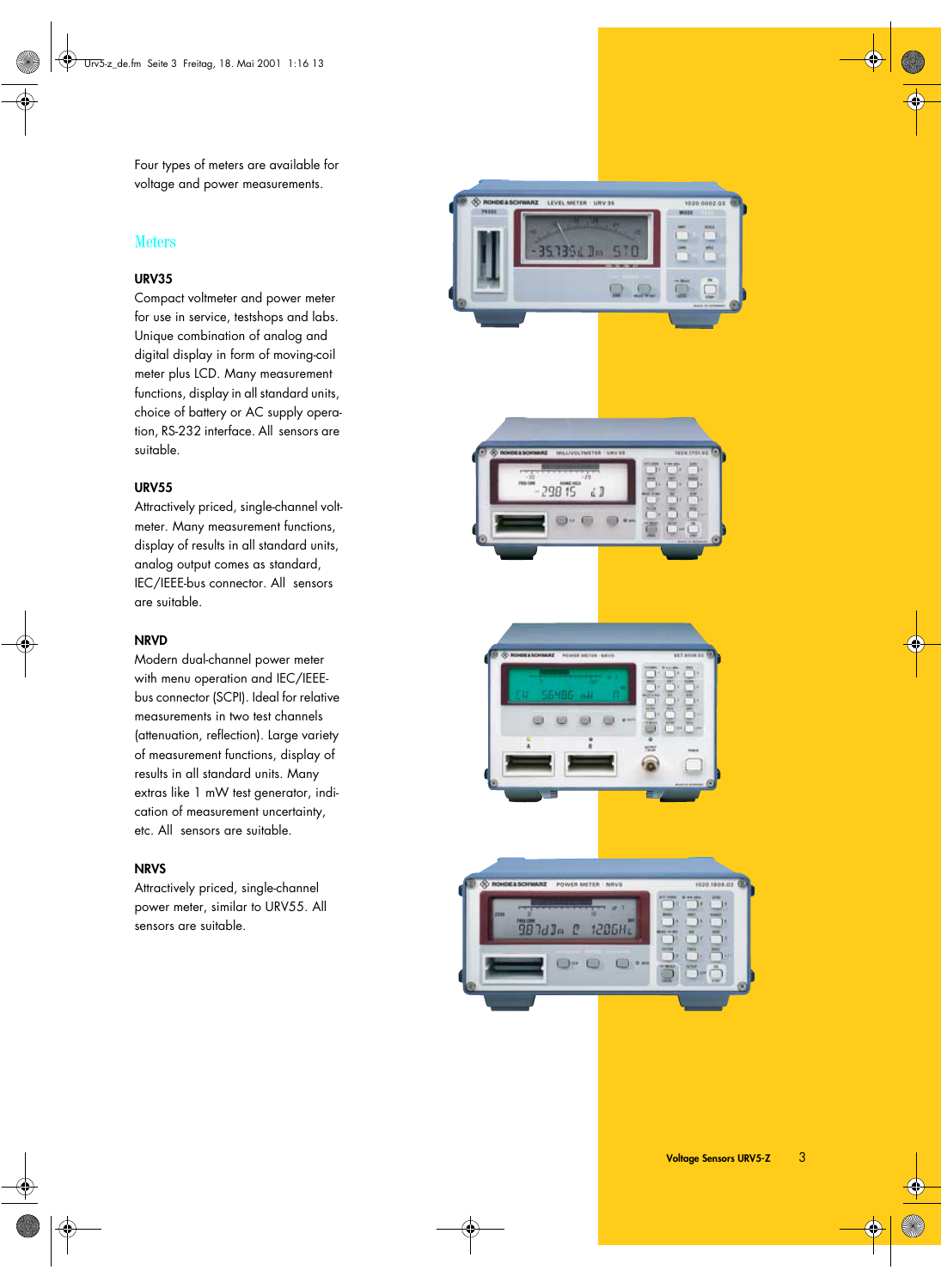Four types of meters are available for voltage and power measurements.

## Meters

**URV35**
Compact voltmeter and power meter for use in service, testshops and labs. Unique combination of analog and digital display in form of moving-coil meter plus LCD. Many measurement functions, display in all standard units, choice of battery or AC supply operation, RS-232 interface. All sensors are suitable.

**URV55**
Attractively priced, single-channel voltmeter. Many measurement functions, display of results in all standard units, analog output comes as standard, IEC/IEEE-bus connector. All sensors are suitable.

**NRVD**
Modern dual-channel power meter with menu operation and IEC/IEEE-bus connector (SCPI). Ideal for relative measurements in two test channels (attenuation, reflection). Large variety of measurement functions, display of results in all standard units. Many extras like 1 mW test generator, indication of measurement uncertainty, etc. All sensors are suitable.

**NRVS**
Attractively priced, single-channel power meter, similar to URV55. All sensors are suitable.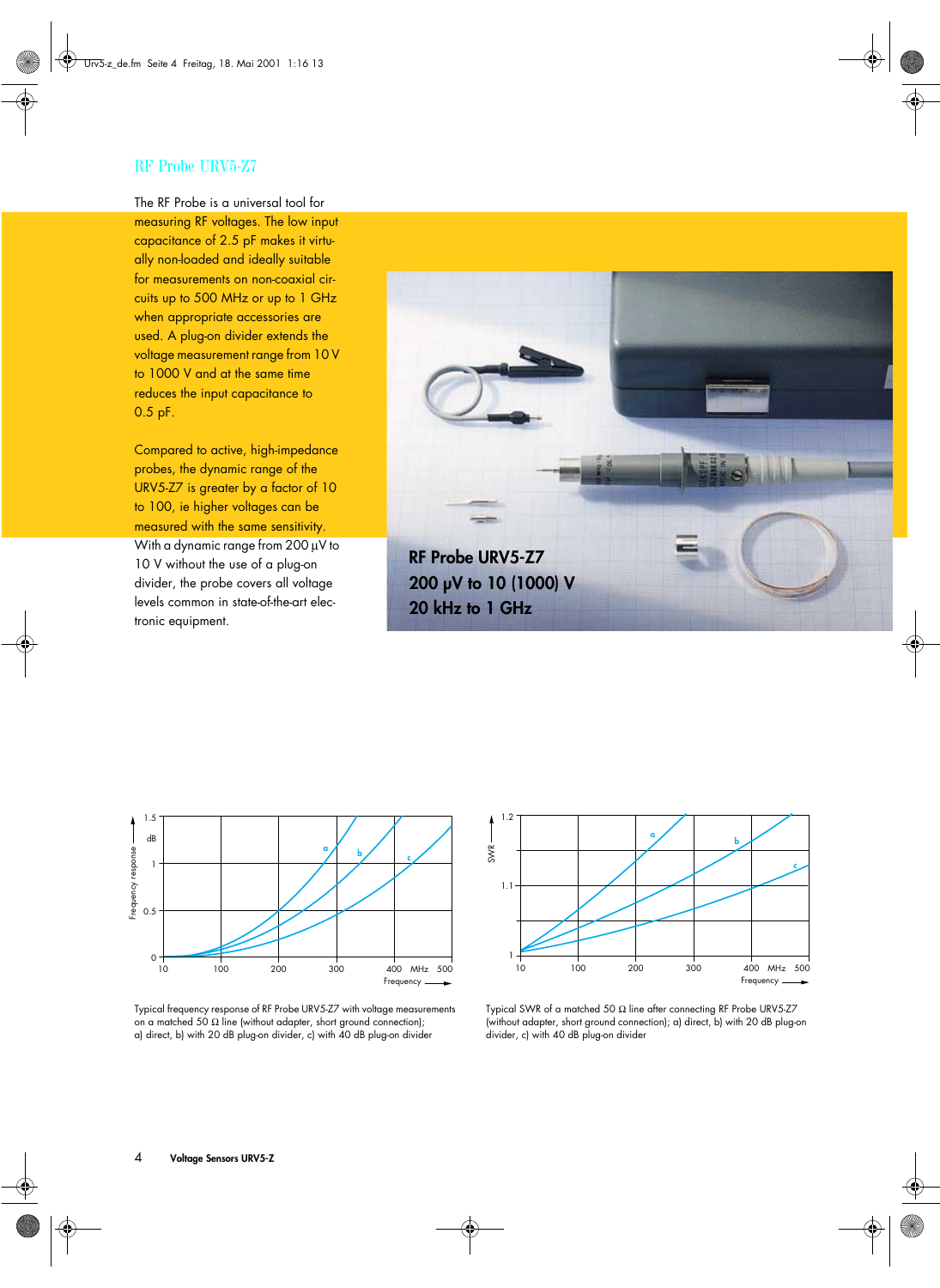## RF Probe URV5-Z7

The RF Probe is a universal tool for measuring RF voltages. The low input capacitance of 2.5 pF makes it virtually non-loaded and ideally suitable for measurements on non-coaxial circuits up to 500 MHz or up to 1 GHz when appropriate accessories are used. A plug-on divider extends the voltage measurement range from 10 V to 1000 V and at the same time reduces the input capacitance to 0.5 pF.

Compared to active, high-impedance probes, the dynamic range of the URV5-Z7 is greater by a factor of 10 to 100, ie higher voltages can be measured with the same sensitivity. With a dynamic range from 200 µV to 10 V without the use of a plug-on divider, the probe covers all voltage levels common in state-of-the-art electronic equipment.

**RF Probe URV5-Z7**
**200 µV to 10 (1000) V**
**20 kHz to 1 GHz**

Typical frequency response of RF Probe URV5-Z7 with voltage measurements on a matched 50 Ω line (without adapter, short ground connection);
a) direct, b) with 20 dB plug-on divider, c) with 40 dB plug-on divider

Typical SWR of a matched 50 Ω line after connecting RF Probe URV5-Z7 (without adapter, short ground connection); a) direct, b) with 20 dB plug-on divider, c) with 40 dB plug-on divider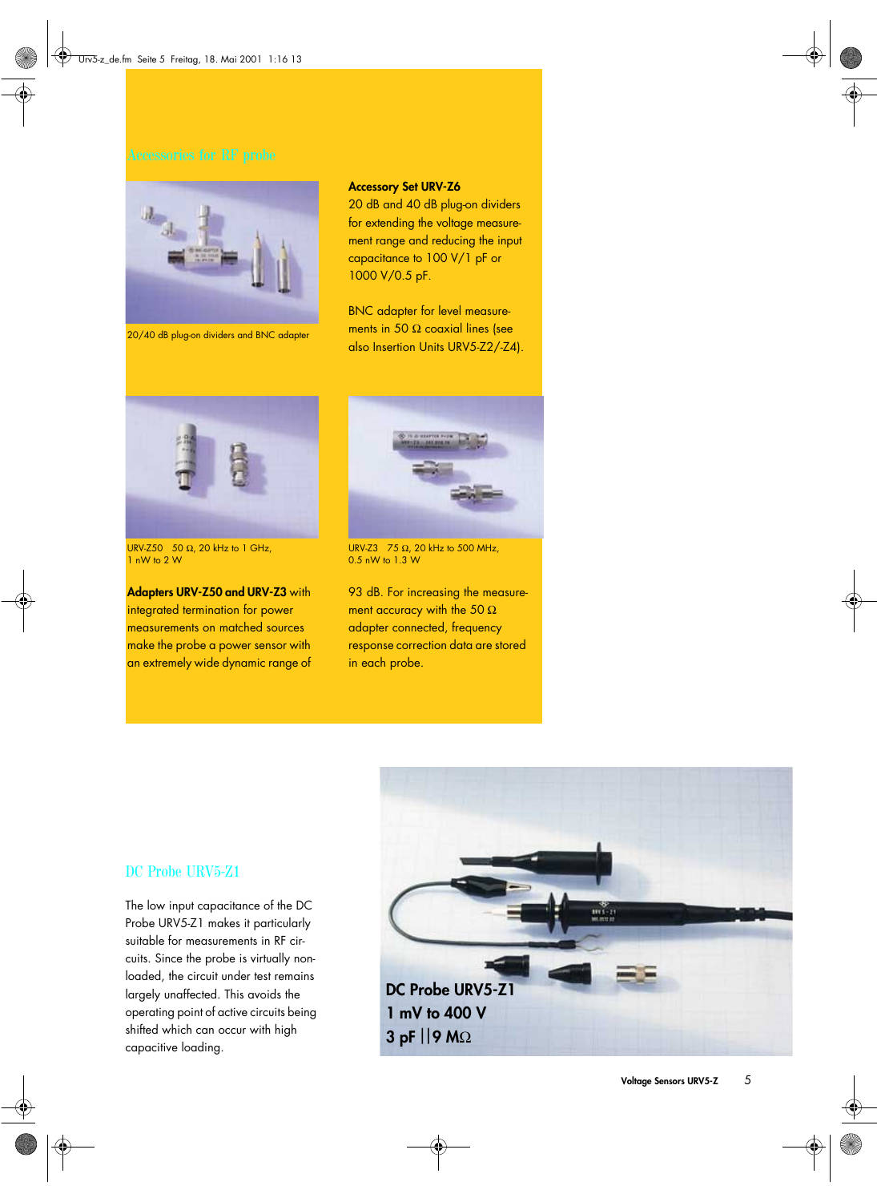## Accessories for RF probe

20/40 dB plug-on dividers and BNC adapter

**Accessory Set URV-Z6**
20 dB and 40 dB plug-on dividers for extending the voltage measurement range and reducing the input capacitance to 100 V/1 pF or 1000 V/0.5 pF.

BNC adapter for level measurements in 50 Ω coaxial lines (see also Insertion Units URV5-Z2/-Z4).

URV-Z50 50 Ω, 20 kHz to 1 GHz, 1 nW to 2 W

URV-Z3 75 Ω, 20 kHz to 500 MHz, 0.5 nW to 1.3 W

**Adapters URV-Z50 and URV-Z3** with integrated termination for power measurements on matched sources make the probe a power sensor with an extremely wide dynamic range of 93 dB. For increasing the measurement accuracy with the 50 Ω adapter connected, frequency response correction data are stored in each probe.

## DC Probe URV5-Z1

The low input capacitance of the DC Probe URV5-Z1 makes it particularly suitable for measurements in RF circuits. Since the probe is virtually nonloaded, the circuit under test remains largely unaffected. This avoids the operating point of active circuits being shifted which can occur with high capacitive loading.

**DC Probe URV5-Z1**
**1 mV to 400 V**
**3 pF || 9 MΩ**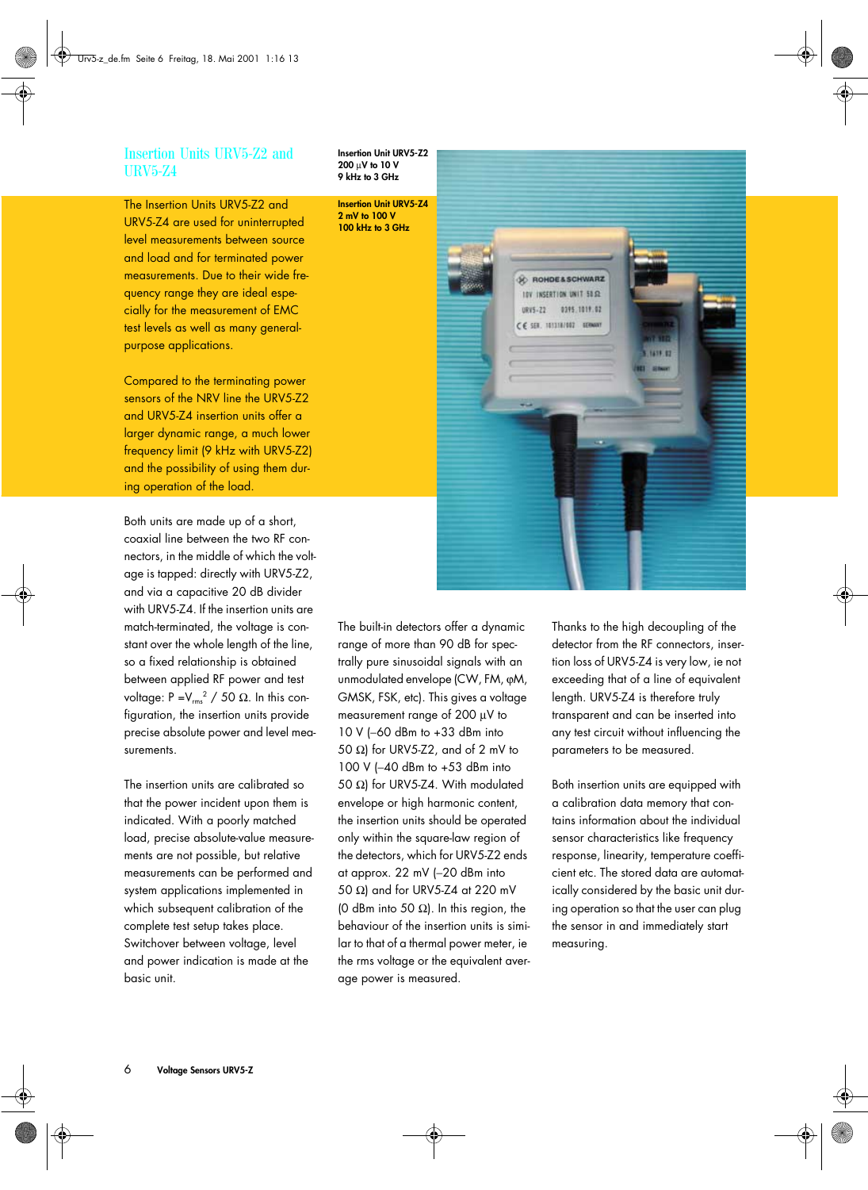# Insertion Units URV5-Z2 and URV5-Z4

**Insertion Unit URV5-Z2**
**200 µV to 10 V**
**9 kHz to 3 GHz**

**Insertion Unit URV5-Z4**
**2 mV to 100 V**
**100 kHz to 3 GHz**

The Insertion Units URV5-Z2 and URV5-Z4 are used for uninterrupted level measurements between source and load and for terminated power measurements. Due to their wide frequency range they are ideal especially for the measurement of EMC test levels as well as many general-purpose applications.

Compared to the terminating power sensors of the NRV line the URV5-Z2 and URV5-Z4 insertion units offer a larger dynamic range, a much lower frequency limit (9 kHz with URV5-Z2) and the possibility of using them during operation of the load.

Both units are made up of a short, coaxial line between the two RF connectors, in the middle of which the voltage is tapped: directly with URV5-Z2, and via a capacitive 20 dB divider with URV5-Z4. If the insertion units are match-terminated, the voltage is constant over the whole length of the line, so a fixed relationship is obtained between applied RF power and test voltage: $P = V_{rms}^2 / 50\ \Omega$. In this configuration, the insertion units provide precise absolute power and level measurements.

The insertion units are calibrated so that the power incident upon them is indicated. With a poorly matched load, precise absolute-value measurements are not possible, but relative measurements can be performed and system applications implemented in which subsequent calibration of the complete test setup takes place. Switchover between voltage, level and power indication is made at the basic unit.

The built-in detectors offer a dynamic range of more than 90 dB for spectrally pure sinusoidal signals with an unmodulated envelope (CW, FM, φM, GMSK, FSK, etc). This gives a voltage measurement range of 200 µV to 10 V (–60 dBm to +33 dBm into 50 Ω) for URV5-Z2, and of 2 mV to 100 V (–40 dBm to +53 dBm into 50 Ω) for URV5-Z4. With modulated envelope or high harmonic content, the insertion units should be operated only within the square-law region of the detectors, which for URV5-Z2 ends at approx. 22 mV (–20 dBm into 50 Ω) and for URV5-Z4 at 220 mV (0 dBm into 50 Ω). In this region, the behaviour of the insertion units is similar to that of a thermal power meter, ie the rms voltage or the equivalent average power is measured.

Thanks to the high decoupling of the detector from the RF connectors, insertion loss of URV5-Z4 is very low, ie not exceeding that of a line of equivalent length. URV5-Z4 is therefore truly transparent and can be inserted into any test circuit without influencing the parameters to be measured.

Both insertion units are equipped with a calibration data memory that contains information about the individual sensor characteristics like frequency response, linearity, temperature coefficient etc. The stored data are automatically considered by the basic unit during operation so that the user can plug the sensor in and immediately start measuring.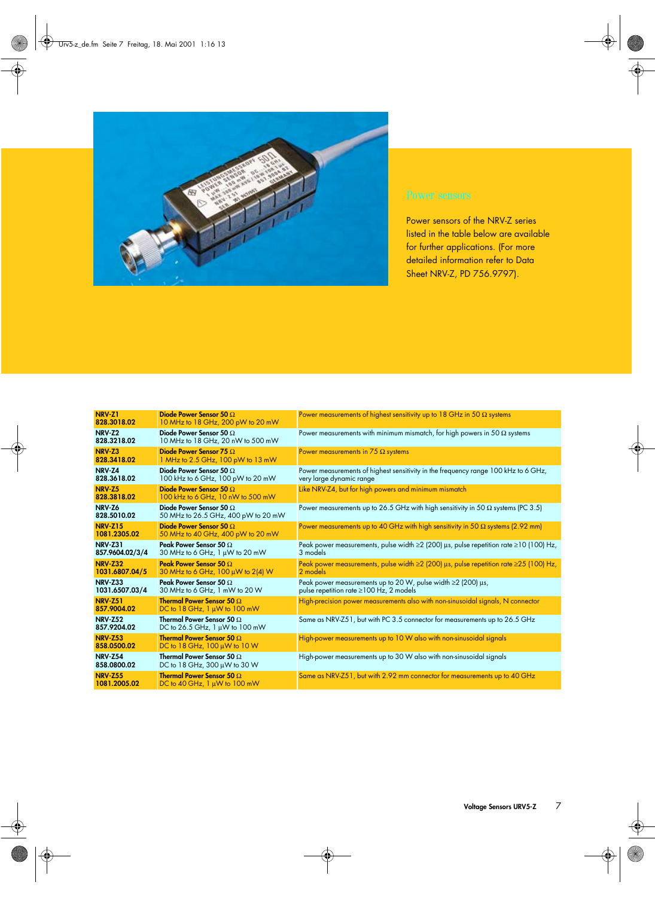## Power sensors

Power sensors of the NRV-Z series listed in the table below are available for further applications. (For more detailed information refer to Data Sheet NRV-Z, PD 756.9797).

| Model | Sensor | Application |
|---|---|---|
| **NRV-Z1** **828.3018.02** | **Diode Power Sensor 50 Ω** 10 MHz to 18 GHz, 200 pW to 20 mW | Power measurements of highest sensitivity up to 18 GHz in 50 Ω systems |
| **NRV-Z2** **828.3218.02** | **Diode Power Sensor 50 Ω** 10 MHz to 18 GHz, 20 nW to 500 mW | Power measurements with minimum mismatch, for high powers in 50 Ω systems |
| **NRV-Z3** **828.3418.02** | **Diode Power Sensor 75 Ω** 1 MHz to 2.5 GHz, 100 pW to 13 mW | Power measurements in 75 Ω systems |
| **NRV-Z4** **828.3618.02** | **Diode Power Sensor 50 Ω** 100 kHz to 6 GHz, 100 pW to 20 mW | Power measurements of highest sensitivity in the frequency range 100 kHz to 6 GHz, very large dynamic range |
| **NRV-Z5** **828.3818.02** | **Diode Power Sensor 50 Ω** 100 kHz to 6 GHz, 10 nW to 500 mW | Like NRV-Z4, but for high powers and minimum mismatch |
| **NRV-Z6** **828.5010.02** | **Diode Power Sensor 50 Ω** 50 MHz to 26.5 GHz, 400 pW to 20 mW | Power measurements up to 26.5 GHz with high sensitivity in 50 Ω systems (PC 3.5) |
| **NRV-Z15** **1081.2305.02** | **Diode Power Sensor 50 Ω** 50 MHz to 40 GHz, 400 pW to 20 mW | Power measurements up to 40 GHz with high sensitivity in 50 Ω systems (2.92 mm) |
| **NRV-Z31** **857.9604.02/3/4** | **Peak Power Sensor 50 Ω** 30 MHz to 6 GHz, 1 µW to 20 mW | Peak power measurements, pulse width ≥2 (200) µs, pulse repetition rate ≥10 (100) Hz, 3 models |
| **NRV-Z32** **1031.6807.04/5** | **Peak Power Sensor 50 Ω** 30 MHz to 6 GHz, 100 µW to 2(4) W | Peak power measurements, pulse width ≥2 (200) µs, pulse repetition rate ≥25 (100) Hz, 2 models |
| **NRV-Z33** **1031.6507.03/4** | **Peak Power Sensor 50 Ω** 30 MHz to 6 GHz, 1 mW to 20 W | Peak power measurements up to 20 W, pulse width ≥2 (200) µs, pulse repetition rate ≥100 Hz, 2 models |
| **NRV-Z51** **857.9004.02** | **Thermal Power Sensor 50 Ω** DC to 18 GHz, 1 µW to 100 mW | High-precision power measurements also with non-sinusoidal signals, N connector |
| **NRV-Z52** **857.9204.02** | **Thermal Power Sensor 50 Ω** DC to 26.5 GHz, 1 µW to 100 mW | Same as NRV-Z51, but with PC 3.5 connector for measurements up to 26.5 GHz |
| **NRV-Z53** **858.0500.02** | **Thermal Power Sensor 50 Ω** DC to 18 GHz, 100 µW to 10 W | High-power measurements up to 10 W also with non-sinusoidal signals |
| **NRV-Z54** **858.0800.02** | **Thermal Power Sensor 50 Ω** DC to 18 GHz, 300 µW to 30 W | High-power measurements up to 30 W also with non-sinusoidal signals |
| **NRV-Z55** **1081.2005.02** | **Thermal Power Sensor 50 Ω** DC to 40 GHz, 1 µW to 100 mW | Same as NRV-Z51, but with 2.92 mm connector for measurements up to 40 GHz |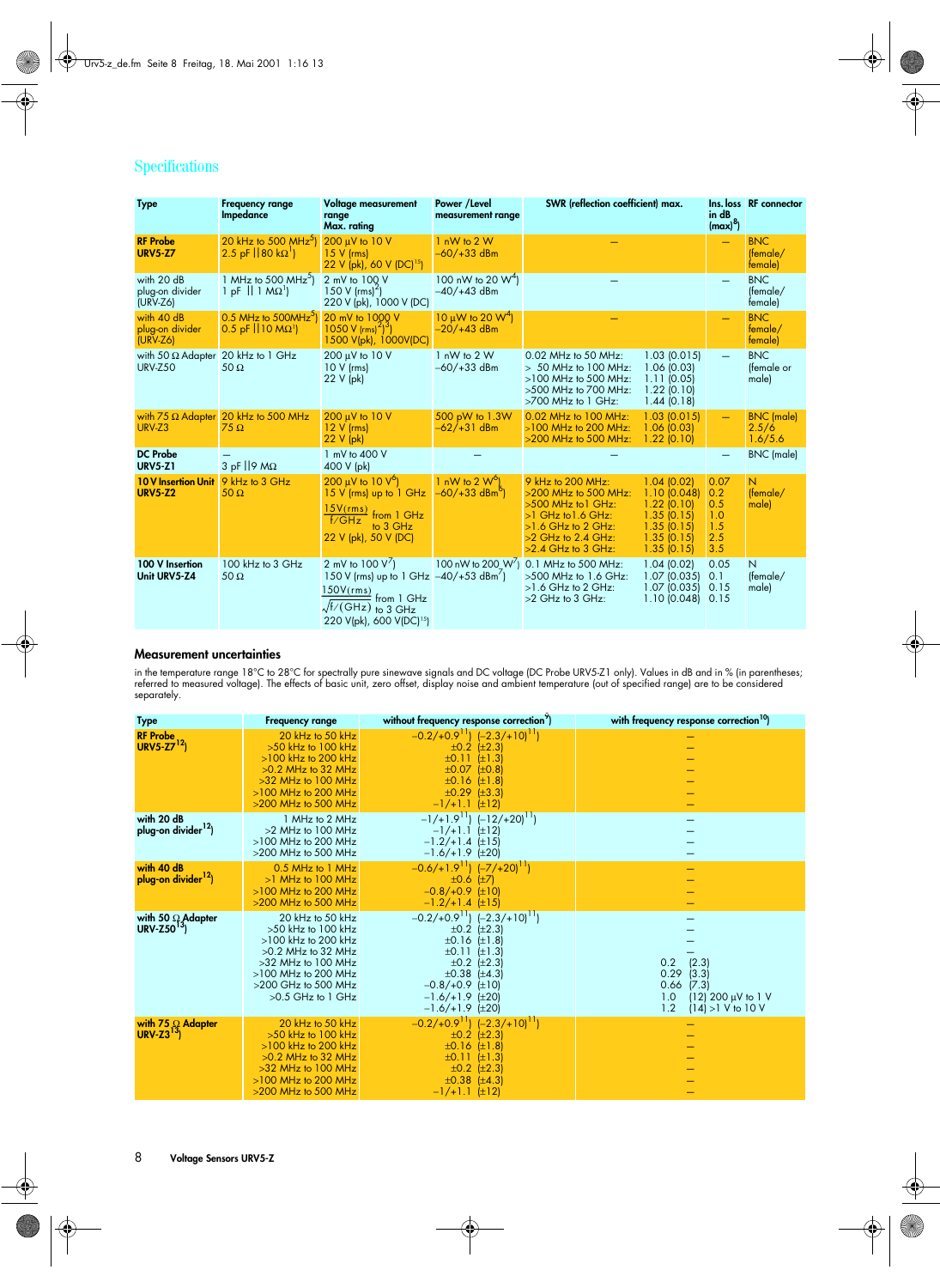## Specifications

| Type | Frequency range<br>Impedance | Voltage measurement range<br>Max. rating | Power /Level measurement range | SWR (reflection coefficient) max. | Ins. loss in dB (max)[8] | RF connector |
|---|---|---|---|---|---|---|
| **RF Probe URV5-Z7** | 20 kHz to 500 MHz[5])<br>2.5 pF ‖ 80 kΩ[1]) | 200 µV to 10 V<br>15 V (rms)<br>22 V (pk), 60 V (DC)[15]) | 1 nW to 2 W<br>–60/+33 dBm | – | – | BNC (female/ female) |
| with 20 dB plug-on divider (URV-Z6) | 1 MHz to 500 MHz[5])<br>1 pF ‖ 1 MΩ[1]) | 2 mV to 100 V<br>150 V (rms)[2])<br>220 V (pk), 1000 V (DC) | 100 nW to 20 W[4])<br>–40/+43 dBm | – | – | BNC (female/ female) |
| with 40 dB plug-on divider (URV-Z6) | 0.5 MHz to 500MHz[5])<br>0.5 pF ‖ 10 MΩ[1]) | 20 mV to 1000 V<br>1050 V (rms)[2])[3])<br>1500 V(pk), 1000V(DC) | 10 µW to 20 W[4])<br>–20/+43 dBm | – | – | BNC female/ female) |
| with 50 Ω Adapter URV-Z50 | 20 kHz to 1 GHz<br>50 Ω | 200 µV to 10 V<br>10 V (rms)<br>22 V (pk) | 1 nW to 2 W<br>–60/+33 dBm | 0.02 MHz to 50 MHz: 1.03 (0.015)<br>> 50 MHz to 100 MHz: 1.06 (0.03)<br>>100 MHz to 500 MHz: 1.11 (0.05)<br>>500 MHz to 700 MHz: 1.22 (0.10)<br>>700 MHz to 1 GHz: 1.44 (0.18) | – | BNC (female or male) |
| with 75 Ω Adapter URV-Z3 | 20 kHz to 500 MHz<br>75 Ω | 200 µV to 10 V<br>12 V (rms)<br>22 V (pk) | 500 pW to 1.3W<br>–62/+31 dBm | 0.02 MHz to 100 MHz: 1.03 (0.015)<br>>100 MHz to 200 MHz: 1.06 (0.03)<br>>200 MHz to 500 MHz: 1.22 (0.10) | – | BNC (male) 2.5/6 1.6/5.6 |
| **DC Probe URV5-Z1** | –<br>3 pF ‖ 9 MΩ | 1 mV to 400 V<br>400 V (pk) | – | – | – | BNC (male) |
| **10 V Insertion Unit URV5-Z2** | 9 kHz to 3 GHz<br>50 Ω | 200 µV to 10 V[6])<br>15 V (rms) up to 1 GHz<br>$\frac{15V(rms)}{f/GHz}$ from 1 GHz to 3 GHz<br>22 V (pk), 50 V (DC) | 1 nW to 2 W[6])<br>–60/+33 dBm[6]) | 9 kHz to 200 MHz: 1.04 (0.02)<br>>200 MHz to 500 MHz: 1.10 (0.048)<br>>500 MHz to1 GHz: 1.22 (0.10)<br>>1 GHz to1.6 GHz: 1.35 (0.15)<br>>1.6 GHz to 2 GHz: 1.35 (0.15)<br>>2 GHz to 2.4 GHz: 1.35 (0.15)<br>>2.4 GHz to 3 GHz: 1.35 (0.15) | 0.07<br>0.2<br>0.5<br>1.0<br>1.5<br>2.5<br>3.5 | N (female/ male) |
| **100 V Insertion Unit URV5-Z4** | 100 kHz to 3 GHz<br>50 Ω | 2 mV to 100 V[7])<br>150 V (rms) up to 1 GHz<br>$\frac{150V(rms)}{\sqrt{f/(GHz)}}$ from 1 GHz to 3 GHz<br>220 V(pk), 600 V(DC)[15]) | 100 nW to 200 W[7])<br>–40/+53 dBm[7]) | 0.1 MHz to 500 MHz: 1.04 (0.02)<br>>500 MHz to 1.6 GHz: 1.07 (0.035)<br>>1.6 GHz to 2 GHz: 1.07 (0.035)<br>>2 GHz to 3 GHz: 1.10 (0.048) | 0.05<br>0.1<br>0.15<br>0.15 | N (female/ male) |

### Measurement uncertainties

in the temperature range 18°C to 28°C for spectrally pure sinewave signals and DC voltage (DC Probe URV5-Z1 only). Values in dB and in % (in parentheses; referred to measured voltage). The effects of basic unit, zero offset, display noise and ambient temperature (out of specified range) are to be considered separately.

| Type | Frequency range | without frequency response correction[9]) | with frequency response correction[10]) |
|---|---|---|---|
| **RF Probe URV5-Z7**[12]) | 20 kHz to 50 kHz | –0.2/+0.9[11]) (–2.3/+10)[11]) | – |
| | >50 kHz to 100 kHz | ±0.2 (±2.3) | – |
| | >100 kHz to 200 kHz | ±0.11 (±1.3) | – |
| | >0.2 MHz to 32 MHz | ±0.07 (±0.8) | – |
| | >32 MHz to 100 MHz | ±0.16 (±1.8) | – |
| | >100 MHz to 200 MHz | ±0.29 (±3.3) | – |
| | >200 MHz to 500 MHz | –1/+1.1 (±12) | – |
| **with 20 dB plug-on divider**[12]) | 1 MHz to 2 MHz | –1/+1.9[11]) (–12/+20)[11]) | – |
| | >2 MHz to 100 MHz | –1/+1.1 (±12) | – |
| | >100 MHz to 200 MHz | –1.2/+1.4 (±15) | – |
| | >200 MHz to 500 MHz | –1.6/+1.9 (±20) | – |
| **with 40 dB plug-on divider**[12]) | 0.5 MHz to 1 MHz | –0.6/+1.9[11]) (–7/+20)[11]) | – |
| | >1 MHz to 100 MHz | ±0.6 (±7) | – |
| | >100 MHz to 200 MHz | –0.8/+0.9 (±10) | – |
| | >200 MHz to 500 MHz | –1.2/+1.4 (±15) | – |
| **with 50 Ω Adapter URV-Z50**[13]) | 20 kHz to 50 kHz | –0.2/+0.9[11]) (–2.3/+10)[11]) | – |
| | >50 kHz to 100 kHz | ±0.2 (±2.3) | – |
| | >100 kHz to 200 kHz | ±0.16 (±1.8) | – |
| | >0.2 MHz to 32 MHz | ±0.11 (±1.3) | – |
| | >32 MHz to 100 MHz | ±0.2 (±2.3) | 0.2 (2.3) |
| | >100 MHz to 200 MHz | ±0.38 (±4.3) | 0.29 (3.3) |
| | >200 GHz to 500 MHz | –0.8/+0.9 (±10) | 0.66 (7.3) |
| | >0.5 GHz to 1 GHz | –1.6/+1.9 (±20) | 1.0 (12) 200 µV to 1 V |
| | | –1.6/+1.9 (±20) | 1.2 (14) >1 V to 10 V |
| **with 75 Ω Adapter URV-Z3**[13]) | 20 kHz to 50 kHz | –0.2/+0.9[11]) (–2.3/+10)[11]) | – |
| | >50 kHz to 100 kHz | ±0.2 (±2.3) | – |
| | >100 kHz to 200 kHz | ±0.16 (±1.8) | – |
| | >0.2 MHz to 32 MHz | ±0.11 (±1.3) | – |
| | >32 MHz to 100 MHz | ±0.2 (±2.3) | – |
| | >100 MHz to 200 MHz | ±0.38 (±4.3) | – |
| | >200 MHz to 500 MHz | –1/+1.1 (±12) | – |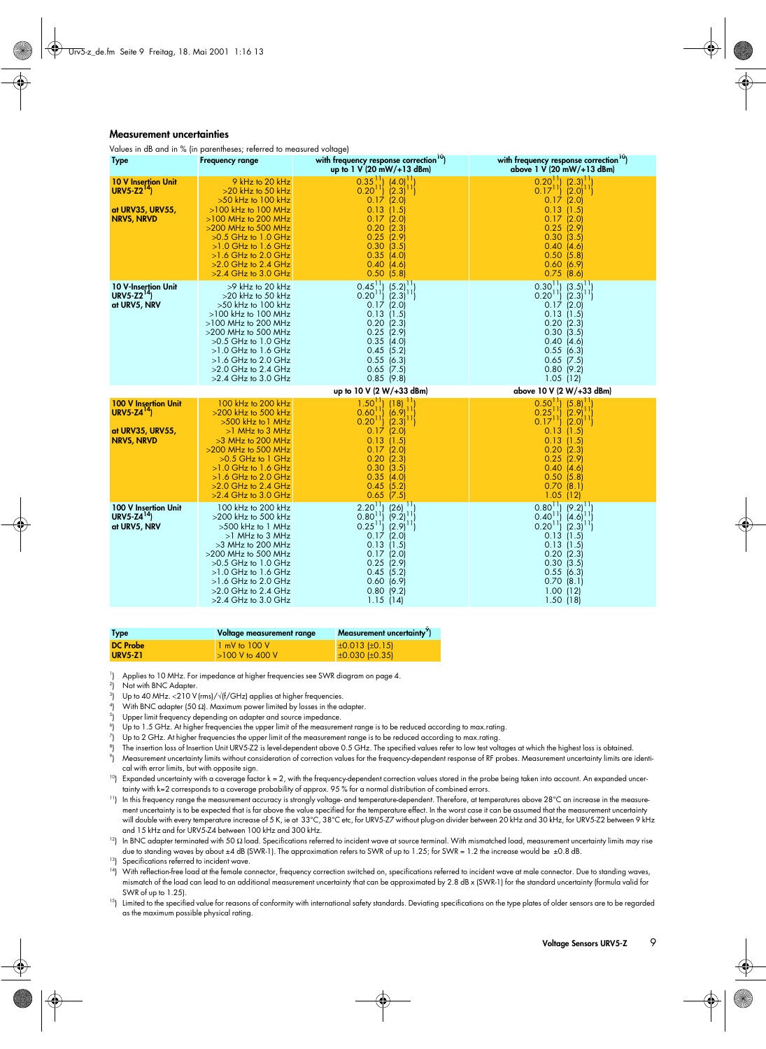### Measurement uncertainties

Values in dB and in % (in parentheses; referred to measured voltage)

| Type | Frequency range | with frequency response correction[10]) up to 1 V (20 mW/+13 dBm) | with frequency response correction[10]) above 1 V (20 mW/+13 dBm) |
|---|---|---|---|
| **10 V Insertion Unit URV5-Z2[14]) at URV35, URV55, NRVS, NRVD** | 9 kHz to 20 kHz | 0.35[11]) (4.0)[11]) | 0.20[11]) (2.3)[11]) |
| | >20 kHz to 50 kHz | 0.20[11]) (2.3)[11]) | 0.17[11]) (2.0)[11]) |
| | >50 kHz to 100 kHz | 0.17 (2.0) | 0.17 (2.0) |
| | >100 kHz to 100 MHz | 0.13 (1.5) | 0.13 (1.5) |
| | >100 MHz to 200 MHz | 0.17 (2.0) | 0.17 (2.0) |
| | >200 MHz to 500 MHz | 0.20 (2.3) | 0.25 (2.9) |
| | >0.5 GHz to 1.0 GHz | 0.25 (2.9) | 0.30 (3.5) |
| | >1.0 GHz to 1.6 GHz | 0.30 (3.5) | 0.40 (4.6) |
| | >1.6 GHz to 2.0 GHz | 0.35 (4.0) | 0.50 (5.8) |
| | >2.0 GHz to 2.4 GHz | 0.40 (4.6) | 0.60 (6.9) |
| | >2.4 GHz to 3.0 GHz | 0.50 (5.8) | 0.75 (8.6) |
| **10 V-Insertion Unit URV5-Z2[14]) at URV5, NRV** | >9 kHz to 20 kHz | 0.45[11]) (5.2)[11]) | 0.30[11]) (3.5)[11]) |
| | >20 kHz to 50 kHz | 0.20[11]) (2.3)[11]) | 0.20[11]) (2.3)[11]) |
| | >50 kHz to 100 kHz | 0.17 (2.0) | 0.17 (2.0) |
| | >100 kHz to 100 MHz | 0.13 (1.5) | 0.13 (1.5) |
| | >100 MHz to 200 MHz | 0.20 (2.3) | 0.20 (2.3) |
| | >200 MHz to 500 MHz | 0.25 (2.9) | 0.30 (3.5) |
| | >0.5 GHz to 1.0 GHz | 0.35 (4.0) | 0.40 (4.6) |
| | >1.0 GHz to 1.6 GHz | 0.45 (5.2) | 0.55 (6.3) |
| | >1.6 GHz to 2.0 GHz | 0.55 (6.3) | 0.65 (7.5) |
| | >2.0 GHz to 2.4 GHz | 0.65 (7.5) | 0.80 (9.2) |
| | >2.4 GHz to 3.0 GHz | 0.85 (9.8) | 1.05 (12) |
| | | **up to 10 V (2 W/+33 dBm)** | **above 10 V (2 W/+33 dBm)** |
| **100 V Insertion Unit URV5-Z4[14]) at URV35, URV55, NRVS, NRVD** | 100 kHz to 200 kHz | 1.50[11]) (18)[11]) | 0.50[11]) (5.8)[11]) |
| | >200 kHz to 500 kHz | 0.60[11]) (6.9)[11]) | 0.25[11]) (2.9)[11]) |
| | >500 kHz to 1 MHz | 0.20[11]) (2.3)[11]) | 0.17[11]) (2.0)[11]) |
| | >1 MHz to 3 MHz | 0.17 (2.0) | 0.13 (1.5) |
| | >3 MHz to 200 MHz | 0.13 (1.5) | 0.13 (1.5) |
| | >200 MHz to 500 MHz | 0.17 (2.0) | 0.20 (2.3) |
| | >0.5 GHz to 1 GHz | 0.20 (2.3) | 0.25 (2.9) |
| | >1.0 GHz to 1.6 GHz | 0.30 (3.5) | 0.40 (4.6) |
| | >1.6 GHz to 2.0 GHz | 0.35 (4.0) | 0.50 (5.8) |
| | >2.0 GHz to 2.4 GHz | 0.45 (5.2) | 0.70 (8.1) |
| | >2.4 GHz to 3.0 GHz | 0.65 (7.5) | 1.05 (12) |
| **100 V Insertion Unit URV5-Z4[14]) at URV5, NRV** | 100 kHz to 200 kHz | 2.20[11]) (26)[11]) | 0.80[11]) (9.2)[11]) |
| | >200 kHz to 500 kHz | 0.80[11]) (9.2)[11]) | 0.40[11]) (4.6)[11]) |
| | >500 kHz to 1 MHz | 0.25[11]) (2.9)[11]) | 0.20[11]) (2.3)[11]) |
| | >1 MHz to 3 MHz | 0.17 (2.0) | 0.13 (1.5) |
| | >3 MHz to 200 MHz | 0.13 (1.5) | 0.13 (1.5) |
| | >200 MHz to 500 MHz | 0.17 (2.0) | 0.20 (2.3) |
| | >0.5 GHz to 1.0 GHz | 0.25 (2.9) | 0.30 (3.5) |
| | >1.0 GHz to 1.6 GHz | 0.45 (5.2) | 0.55 (6.3) |
| | >1.6 GHz to 2.0 GHz | 0.60 (6.9) | 0.70 (8.1) |
| | >2.0 GHz to 2.4 GHz | 0.80 (9.2) | 1.00 (12) |
| | >2.4 GHz to 3.0 GHz | 1.15 (14) | 1.50 (18) |

| Type | Voltage measurement range | Measurement uncertainty[9]) |
|---|---|---|
| **DC Probe URV5-Z1** | 1 mV to 100 V | ±0.013 (±0.15) |
| | >100 V to 400 V | ±0.030 (±0.35) |

[1]) Applies to 10 MHz. For impedance at higher frequencies see SWR diagram on page 4.

[2]) Not with BNC Adapter.

[3]) Up to 40 MHz. <210 V (rms)/√(f/GHz) applies at higher frequencies.

[4]) With BNC adapter (50 Ω). Maximum power limited by losses in the adapter.

[5]) Upper limit frequency depending on adapter and source impedance.

[6]) Up to 1.5 GHz. At higher frequencies the upper limit of the measurement range is to be reduced according to max.rating.

[7]) Up to 2 GHz. At higher frequencies the upper limit of the measurement range is to be reduced according to max.rating.

[8]) The insertion loss of Insertion Unit URV5-Z2 is level-dependent above 0.5 GHz. The specified values refer to low test voltages at which the highest loss is obtained.

[9]) Measurement uncertainty limits without consideration of correction values for the frequency-dependent response of RF probes. Measurement uncertainty limits are identical with error limits, but with opposite sign.

[10]) Expanded uncertainty with a coverage factor k = 2, with the frequency-dependent correction values stored in the probe being taken into account. An expanded uncertainty with k=2 corresponds to a coverage probability of approx. 95 % for a normal distribution of combined errors.

[11]) In this frequency range the measurement accuracy is strongly voltage- and temperature-dependent. Therefore, at temperatures above 28°C an increase in the measurement uncertainty is to be expected that is far above the value specified for the temperature effect. In the worst case it can be assumed that the measurement uncertainty will double with every temperature increase of 5 K, ie at 33°C, 38°C etc, for URV5-Z7 without plug-on divider between 20 kHz and 30 kHz, for URV5-Z2 between 9 kHz and 15 kHz and for URV5-Z4 between 100 kHz and 300 kHz.

[12]) In BNC adapter terminated with 50 Ω load. Specifications referred to incident wave at source terminal. With mismatched load, measurement uncertainty limits may rise due to standing waves by about ±4 dB (SWR-1). The approximation refers to SWR of up to 1.25; for SWR = 1.2 the increase would be ±0.8 dB.

[13]) Specifications referred to incident wave.

[14]) With reflection-free load at the female connector, frequency correction switched on, specifications referred to incident wave at male connector. Due to standing waves, mismatch of the load can lead to an additional measurement uncertainty that can be approximated by 2.8 dB x (SWR-1) for the standard uncertainty (formula valid for SWR of up to 1.25).

[15]) Limited to the specified value for reasons of conformity with international safety standards. Deviating specifications on the type plates of older sensors are to be regarded as the maximum possible physical rating.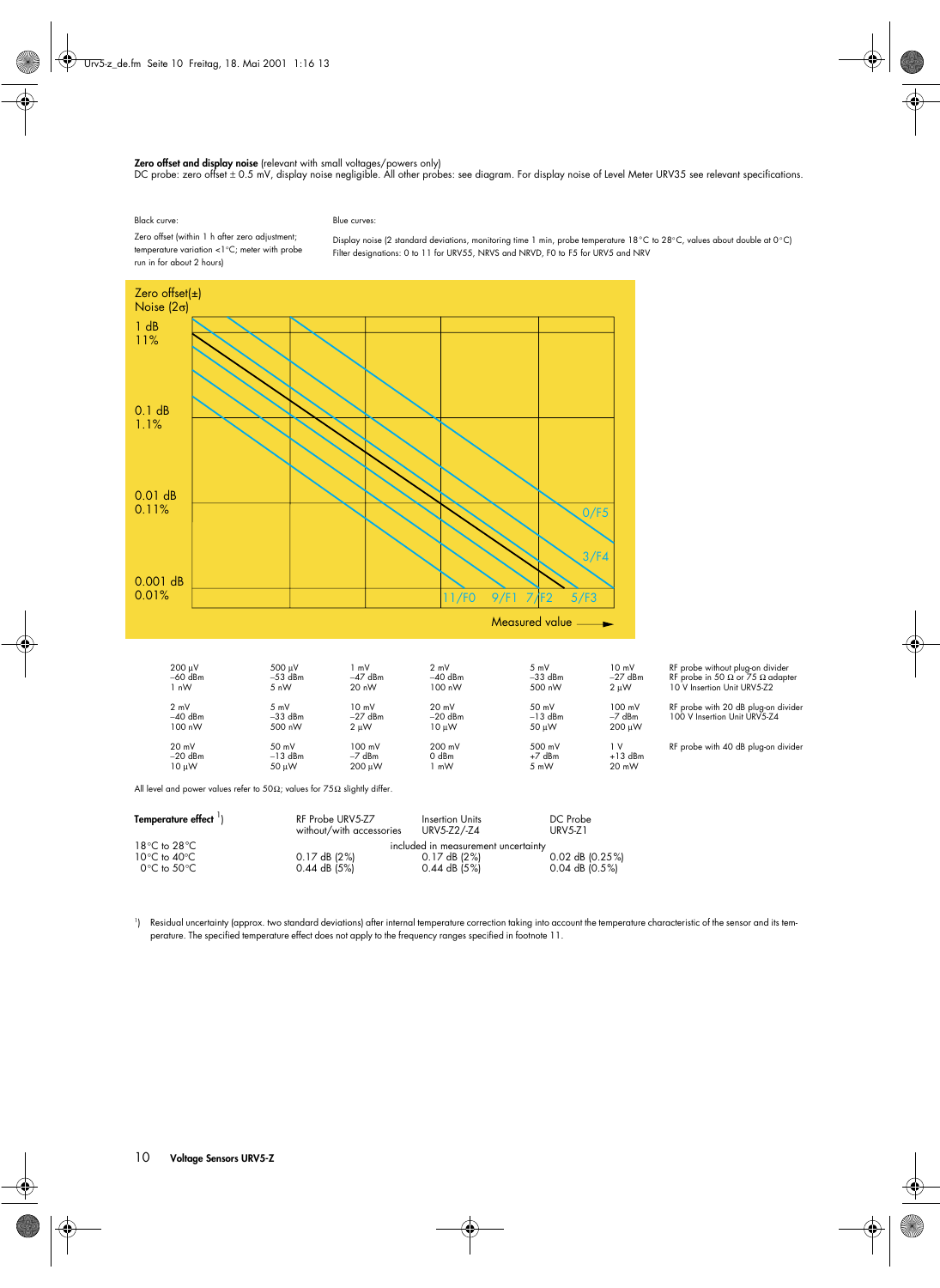**Zero offset and display noise** (relevant with small voltages/powers only)
DC probe: zero offset ± 0.5 mV, display noise negligible. All other probes: see diagram. For display noise of Level Meter URV35 see relevant specifications.

Black curve:

Zero offset (within 1 h after zero adjustment; temperature variation <1°C; meter with probe run in for about 2 hours)

Blue curves:

Display noise (2 standard deviations, monitoring time 1 min, probe temperature 18°C to 28°C, values about double at 0°C)
Filter designations: 0 to 11 for URV55, NRVS and NRVD, F0 to F5 for URV5 and NRV

Zero offset(±)
Noise (2σ)

1 dB
11%

0.1 dB
1.1%

0.01 dB
0.11%

0.001 dB
0.01%

0/F5

3/F4

11/F0 9/F1 7/F2 5/F3

Measured value

| | | | | | | |
|---|---|---|---|---|---|---|
| 200 µV<br>−60 dBm<br>1 nW | 500 µV<br>−53 dBm<br>5 nW | 1 mV<br>−47 dBm<br>20 nW | 2 mV<br>−40 dBm<br>100 nW | 5 mV<br>−33 dBm<br>500 nW | 10 mV<br>−27 dBm<br>2 µW | RF probe without plug-on divider<br>RF probe in 50 Ω or 75 Ω adapter<br>10 V Insertion Unit URV5-Z2 |
| 2 mV<br>−40 dBm<br>100 nW | 5 mV<br>−33 dBm<br>500 nW | 10 mV<br>−27 dBm<br>2 µW | 20 mV<br>−20 dBm<br>10 µW | 50 mV<br>−13 dBm<br>50 µW | 100 mV<br>−7 dBm<br>200 µW | RF probe with 20 dB plug-on divider<br>100 V Insertion Unit URV5-Z4 |
| 20 mV<br>−20 dBm<br>10 µW | 50 mV<br>−13 dBm<br>50 µW | 100 mV<br>−7 dBm<br>200 µW | 200 mV<br>0 dBm<br>1 mW | 500 mV<br>+7 dBm<br>5 mW | 1 V<br>+13 dBm<br>20 mW | RF probe with 40 dB plug-on divider |

All level and power values refer to 50Ω; values for 75Ω slightly differ.

| **Temperature effect** [1] | RF Probe URV5-Z7 without/with accessories | Insertion Units URV5-Z2/-Z4 | DC Probe URV5-Z1 |
|---|---|---|---|
| 18°C to 28°C | included in measurement uncertainty | | |
| 10°C to 40°C | 0.17 dB (2%) | 0.17 dB (2%) | 0.02 dB (0.25%) |
| 0°C to 50°C | 0.44 dB (5%) | 0.44 dB (5%) | 0.04 dB (0.5%) |

[1] Residual uncertainty (approx. two standard deviations) after internal temperature correction taking into account the temperature characteristic of the sensor and its temperature. The specified temperature effect does not apply to the frequency ranges specified in footnote 11.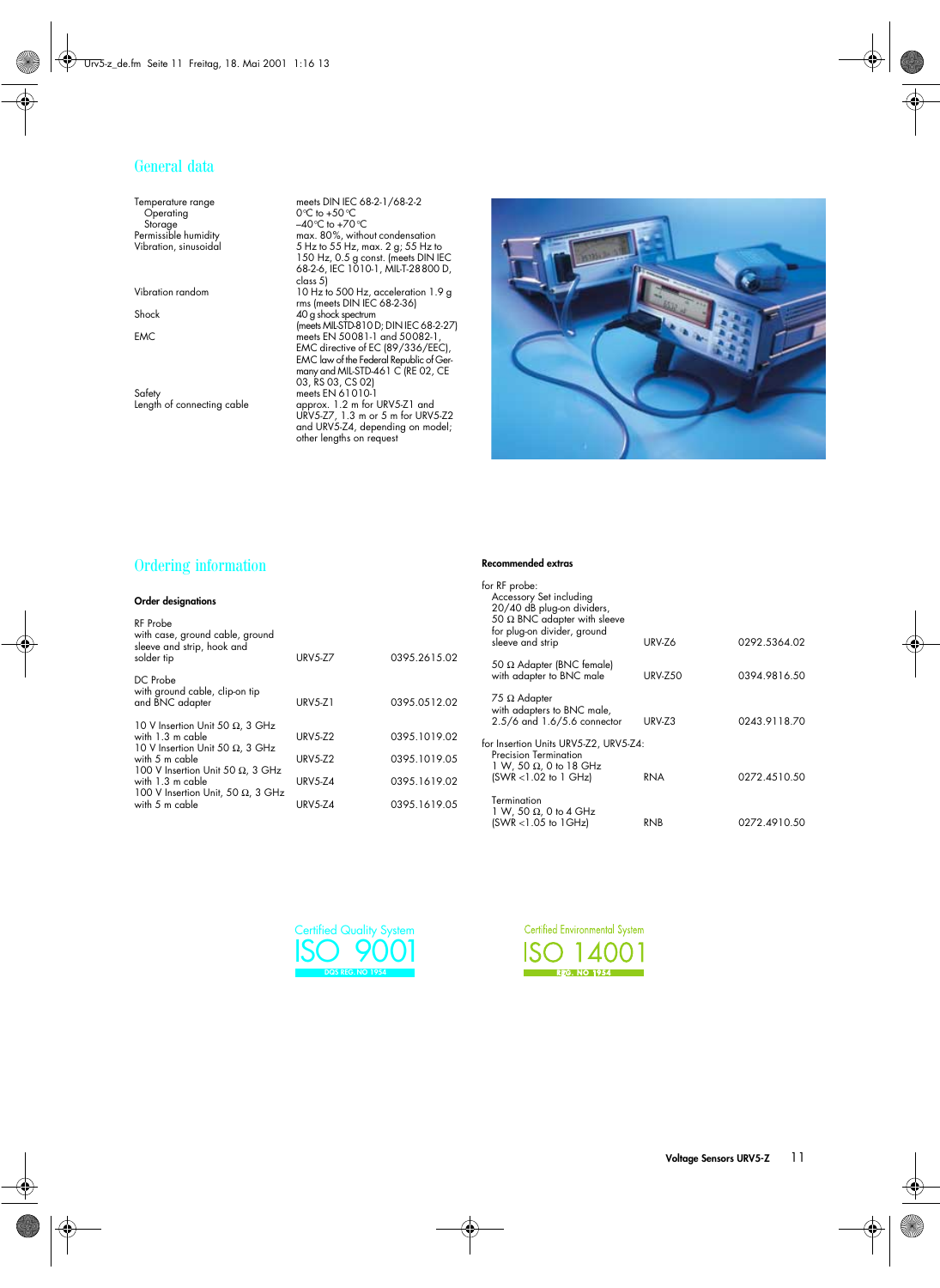## General data

| | |
|---|---|
| Temperature range | meets DIN IEC 68-2-1/68-2-2 |
| Operating | 0°C to +50 °C |
| Storage | –40°C to +70 °C |
| Permissible humidity | max. 80%, without condensation |
| Vibration, sinusoidal | 5 Hz to 55 Hz, max. 2 g; 55 Hz to 150 Hz, 0.5 g const. (meets DIN IEC 68-2-6, IEC 1010-1, MIL-T-28800 D, class 5) |
| Vibration random | 10 Hz to 500 Hz, acceleration 1.9 g rms (meets DIN IEC 68-2-36) |
| Shock | 40 g shock spectrum (meets MIL-STD-810 D; DIN IEC 68-2-27) |
| EMC | meets EN 50081-1 and 50082-1, EMC directive of EC (89/336/EEC), EMC law of the Federal Republic of Germany and MIL-STD-461 C (RE 02, CE 03, RS 03, CS 02) |
| Safety | meets EN 61010-1 |
| Length of connecting cable | approx. 1.2 m for URV5-Z1 and URV5-Z7, 1.3 m or 5 m for URV5-Z2 and URV5-Z4, depending on model; other lengths on request |

## Ordering information

### Order designations

| | | |
|---|---|---|
| RF Probe with case, ground cable, ground sleeve and strip, hook and solder tip | URV5-Z7 | 0395.2615.02 |
| DC Probe with ground cable, clip-on tip and BNC adapter | URV5-Z1 | 0395.0512.02 |
| 10 V Insertion Unit 50 Ω, 3 GHz with 1.3 m cable | URV5-Z2 | 0395.1019.02 |
| 10 V Insertion Unit 50 Ω, 3 GHz with 5 m cable | URV5-Z2 | 0395.1019.05 |
| 100 V Insertion Unit 50 Ω, 3 GHz with 1.3 m cable | URV5-Z4 | 0395.1619.02 |
| 100 V Insertion Unit, 50 Ω, 3 GHz with 5 m cable | URV5-Z4 | 0395.1619.05 |

### Recommended extras

| | | |
|---|---|---|
| **for RF probe:** | | |
| Accessory Set including 20/40 dB plug-on dividers, 50 Ω BNC adapter with sleeve for plug-on divider, ground sleeve and strip | URV-Z6 | 0292.5364.02 |
| 50 Ω Adapter (BNC female) with adapter to BNC male | URV-Z50 | 0394.9816.50 |
| 75 Ω Adapter with adapters to BNC male, 2.5/6 and 1.6/5.6 connector | URV-Z3 | 0243.9118.70 |
| **for Insertion Units URV5-Z2, URV5-Z4:** | | |
| Precision Termination 1 W, 50 Ω, 0 to 18 GHz (SWR <1.02 to 1 GHz) | RNA | 0272.4510.50 |
| Termination 1 W, 50 Ω, 0 to 4 GHz (SWR <1.05 to 1GHz) | RNB | 0272.4910.50 |

Certified Quality System ISO 9001 DQS REG. NO 1954

Certified Environmental System ISO 14001 REG. NO 1954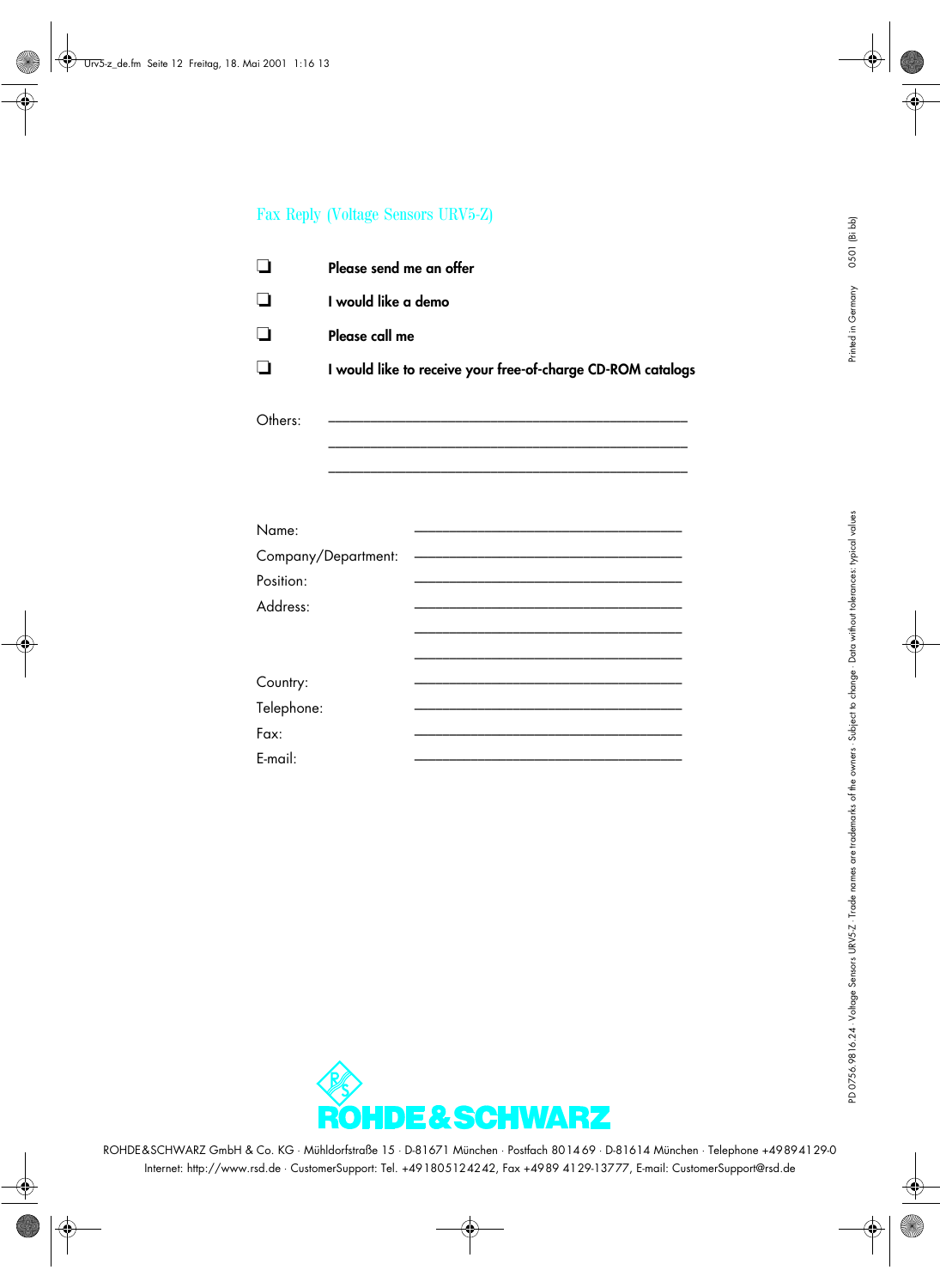## Fax Reply (Voltage Sensors URV5-Z)

❏ **Please send me an offer**

❏ **I would like a demo**

❏ **Please call me**

❏ **I would like to receive your free-of-charge CD-ROM catalogs**

Others: \_\_\_\_\_\_\_\_\_\_\_\_\_\_\_\_\_\_\_\_\_\_\_\_\_\_\_\_\_\_\_\_\_\_\_\_\_\_\_\_\_\_\_\_
\_\_\_\_\_\_\_\_\_\_\_\_\_\_\_\_\_\_\_\_\_\_\_\_\_\_\_\_\_\_\_\_\_\_\_\_\_\_\_\_\_\_\_\_
\_\_\_\_\_\_\_\_\_\_\_\_\_\_\_\_\_\_\_\_\_\_\_\_\_\_\_\_\_\_\_\_\_\_\_\_\_\_\_\_\_\_\_\_

Name: \_\_\_\_\_\_\_\_\_\_\_\_\_\_\_\_\_\_\_\_\_\_\_\_\_\_\_\_\_\_\_\_\_\_

Company/Department: \_\_\_\_\_\_\_\_\_\_\_\_\_\_\_\_\_\_\_\_\_\_\_\_\_\_\_\_\_\_\_\_\_\_

Position: \_\_\_\_\_\_\_\_\_\_\_\_\_\_\_\_\_\_\_\_\_\_\_\_\_\_\_\_\_\_\_\_\_\_

Address: \_\_\_\_\_\_\_\_\_\_\_\_\_\_\_\_\_\_\_\_\_\_\_\_\_\_\_\_\_\_\_\_\_\_
\_\_\_\_\_\_\_\_\_\_\_\_\_\_\_\_\_\_\_\_\_\_\_\_\_\_\_\_\_\_\_\_\_\_
\_\_\_\_\_\_\_\_\_\_\_\_\_\_\_\_\_\_\_\_\_\_\_\_\_\_\_\_\_\_\_\_\_\_

Country: \_\_\_\_\_\_\_\_\_\_\_\_\_\_\_\_\_\_\_\_\_\_\_\_\_\_\_\_\_\_\_\_\_\_

Telephone: \_\_\_\_\_\_\_\_\_\_\_\_\_\_\_\_\_\_\_\_\_\_\_\_\_\_\_\_\_\_\_\_\_\_

Fax: \_\_\_\_\_\_\_\_\_\_\_\_\_\_\_\_\_\_\_\_\_\_\_\_\_\_\_\_\_\_\_\_\_\_

E-mail: \_\_\_\_\_\_\_\_\_\_\_\_\_\_\_\_\_\_\_\_\_\_\_\_\_\_\_\_\_\_\_\_\_\_

ROHDE&SCHWARZ

ROHDE&SCHWARZ GmbH & Co. KG · Mühldorfstraße 15 · D-81671 München · Postfach 80 14 69 · D-81614 München · Telephone +49 89 41 29-0
Internet: http://www.rsd.de · CustomerSupport: Tel. +49 1805 12 42 42, Fax +49 89 41 29-13777, E-mail: CustomerSupport@rsd.de

PD 0756.9816.24 · Voltage Sensors URV5-Z · Trade names are trademarks of the owners · Subject to change · Data without tolerances: typical values

Printed in Germany 0501 (Bi bb)